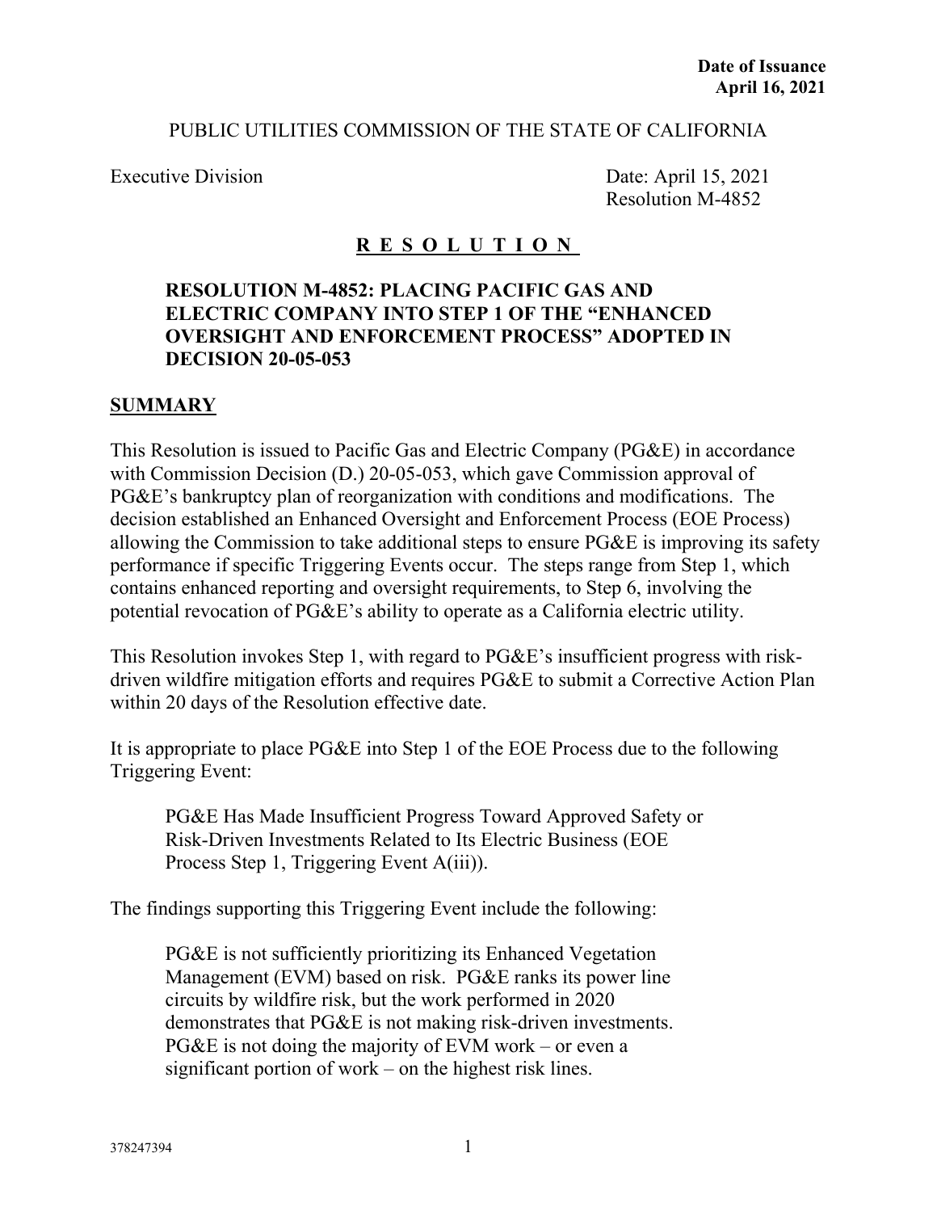**Date of Issuance**
**April 16, 2021**

PUBLIC UTILITIES COMMISSION OF THE STATE OF CALIFORNIA

Executive Division

Date: April 15, 2021
Resolution M-4852

# R E S O L U T I O N

**RESOLUTION M-4852: PLACING PACIFIC GAS AND ELECTRIC COMPANY INTO STEP 1 OF THE "ENHANCED OVERSIGHT AND ENFORCEMENT PROCESS" ADOPTED IN DECISION 20-05-053**

## SUMMARY

This Resolution is issued to Pacific Gas and Electric Company (PG&E) in accordance with Commission Decision (D.) 20-05-053, which gave Commission approval of PG&E's bankruptcy plan of reorganization with conditions and modifications. The decision established an Enhanced Oversight and Enforcement Process (EOE Process) allowing the Commission to take additional steps to ensure PG&E is improving its safety performance if specific Triggering Events occur. The steps range from Step 1, which contains enhanced reporting and oversight requirements, to Step 6, involving the potential revocation of PG&E's ability to operate as a California electric utility.

This Resolution invokes Step 1, with regard to PG&E's insufficient progress with risk-driven wildfire mitigation efforts and requires PG&E to submit a Corrective Action Plan within 20 days of the Resolution effective date.

It is appropriate to place PG&E into Step 1 of the EOE Process due to the following Triggering Event:

> PG&E Has Made Insufficient Progress Toward Approved Safety or Risk-Driven Investments Related to Its Electric Business (EOE Process Step 1, Triggering Event A(iii)).

The findings supporting this Triggering Event include the following:

> PG&E is not sufficiently prioritizing its Enhanced Vegetation Management (EVM) based on risk. PG&E ranks its power line circuits by wildfire risk, but the work performed in 2020 demonstrates that PG&E is not making risk-driven investments. PG&E is not doing the majority of EVM work – or even a significant portion of work – on the highest risk lines.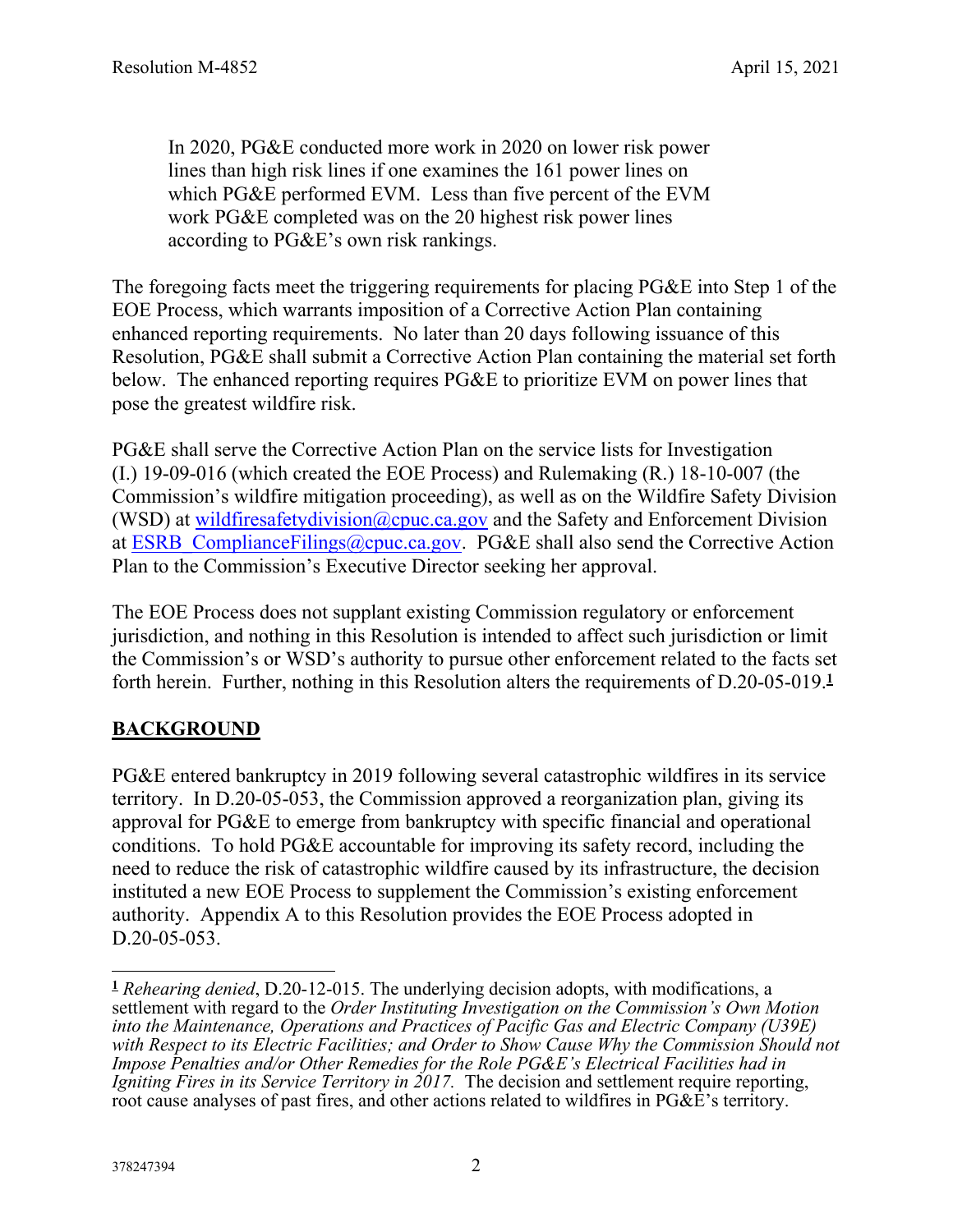In 2020, PG&E conducted more work in 2020 on lower risk power lines than high risk lines if one examines the 161 power lines on which PG&E performed EVM. Less than five percent of the EVM work PG&E completed was on the 20 highest risk power lines according to PG&E's own risk rankings.

The foregoing facts meet the triggering requirements for placing PG&E into Step 1 of the EOE Process, which warrants imposition of a Corrective Action Plan containing enhanced reporting requirements. No later than 20 days following issuance of this Resolution, PG&E shall submit a Corrective Action Plan containing the material set forth below. The enhanced reporting requires PG&E to prioritize EVM on power lines that pose the greatest wildfire risk.

PG&E shall serve the Corrective Action Plan on the service lists for Investigation (I.) 19-09-016 (which created the EOE Process) and Rulemaking (R.) 18-10-007 (the Commission's wildfire mitigation proceeding), as well as on the Wildfire Safety Division (WSD) at wildfiresafetydivision@cpuc.ca.gov and the Safety and Enforcement Division at ESRB_ComplianceFilings@cpuc.ca.gov. PG&E shall also send the Corrective Action Plan to the Commission's Executive Director seeking her approval.

The EOE Process does not supplant existing Commission regulatory or enforcement jurisdiction, and nothing in this Resolution is intended to affect such jurisdiction or limit the Commission's or WSD's authority to pursue other enforcement related to the facts set forth herein. Further, nothing in this Resolution alters the requirements of D.20-05-019.[1]

## BACKGROUND

PG&E entered bankruptcy in 2019 following several catastrophic wildfires in its service territory. In D.20-05-053, the Commission approved a reorganization plan, giving its approval for PG&E to emerge from bankruptcy with specific financial and operational conditions. To hold PG&E accountable for improving its safety record, including the need to reduce the risk of catastrophic wildfire caused by its infrastructure, the decision instituted a new EOE Process to supplement the Commission's existing enforcement authority. Appendix A to this Resolution provides the EOE Process adopted in D.20-05-053.

---

[1] *Rehearing denied*, D.20-12-015. The underlying decision adopts, with modifications, a settlement with regard to the *Order Instituting Investigation on the Commission's Own Motion into the Maintenance, Operations and Practices of Pacific Gas and Electric Company (U39E) with Respect to its Electric Facilities; and Order to Show Cause Why the Commission Should not Impose Penalties and/or Other Remedies for the Role PG&E's Electrical Facilities had in Igniting Fires in its Service Territory in 2017.* The decision and settlement require reporting, root cause analyses of past fires, and other actions related to wildfires in PG&E's territory.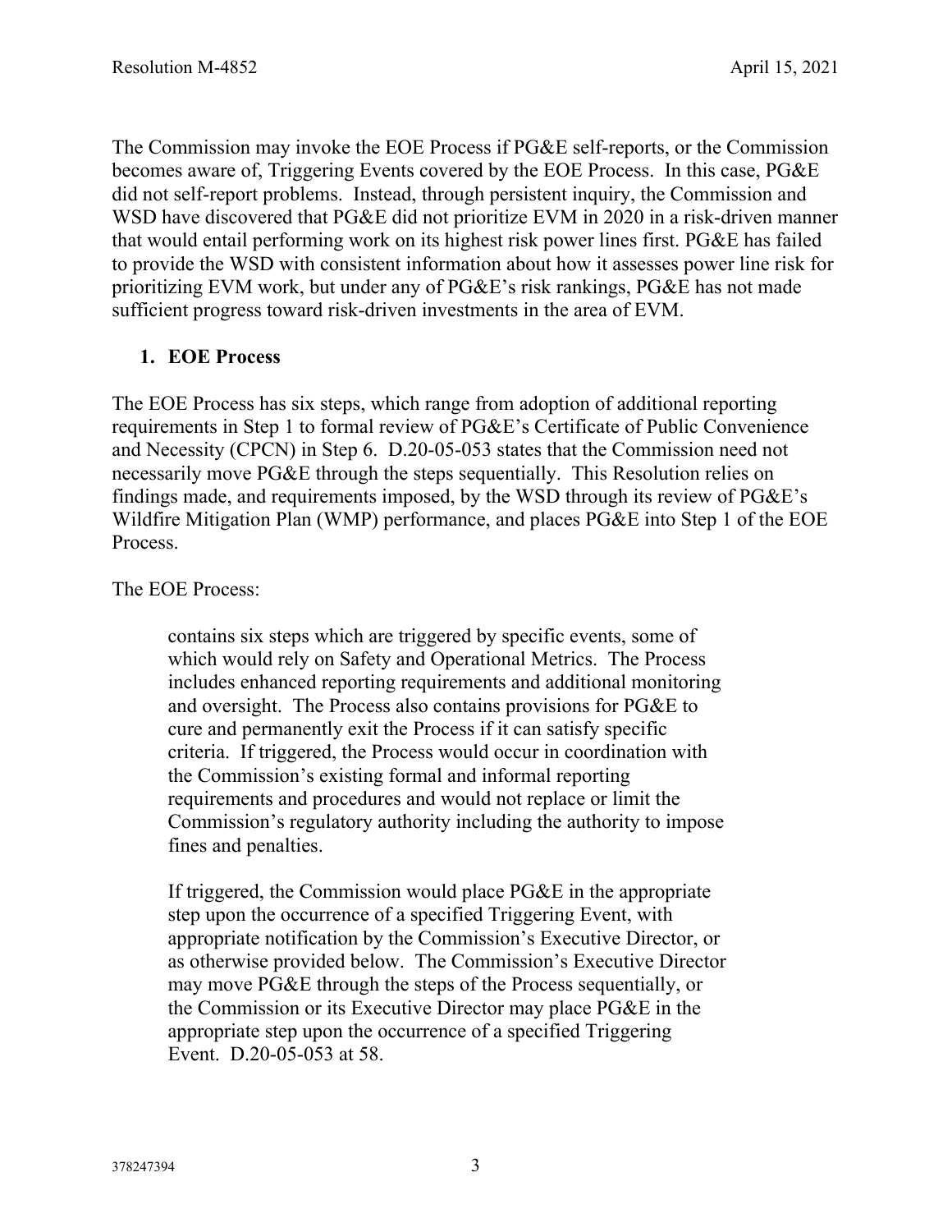The Commission may invoke the EOE Process if PG&E self-reports, or the Commission becomes aware of, Triggering Events covered by the EOE Process. In this case, PG&E did not self-report problems. Instead, through persistent inquiry, the Commission and WSD have discovered that PG&E did not prioritize EVM in 2020 in a risk-driven manner that would entail performing work on its highest risk power lines first. PG&E has failed to provide the WSD with consistent information about how it assesses power line risk for prioritizing EVM work, but under any of PG&E's risk rankings, PG&E has not made sufficient progress toward risk-driven investments in the area of EVM.

### 1. EOE Process

The EOE Process has six steps, which range from adoption of additional reporting requirements in Step 1 to formal review of PG&E's Certificate of Public Convenience and Necessity (CPCN) in Step 6. D.20-05-053 states that the Commission need not necessarily move PG&E through the steps sequentially. This Resolution relies on findings made, and requirements imposed, by the WSD through its review of PG&E's Wildfire Mitigation Plan (WMP) performance, and places PG&E into Step 1 of the EOE Process.

The EOE Process:

> contains six steps which are triggered by specific events, some of which would rely on Safety and Operational Metrics. The Process includes enhanced reporting requirements and additional monitoring and oversight. The Process also contains provisions for PG&E to cure and permanently exit the Process if it can satisfy specific criteria. If triggered, the Process would occur in coordination with the Commission's existing formal and informal reporting requirements and procedures and would not replace or limit the Commission's regulatory authority including the authority to impose fines and penalties.
>
> If triggered, the Commission would place PG&E in the appropriate step upon the occurrence of a specified Triggering Event, with appropriate notification by the Commission's Executive Director, or as otherwise provided below. The Commission's Executive Director may move PG&E through the steps of the Process sequentially, or the Commission or its Executive Director may place PG&E in the appropriate step upon the occurrence of a specified Triggering Event. D.20-05-053 at 58.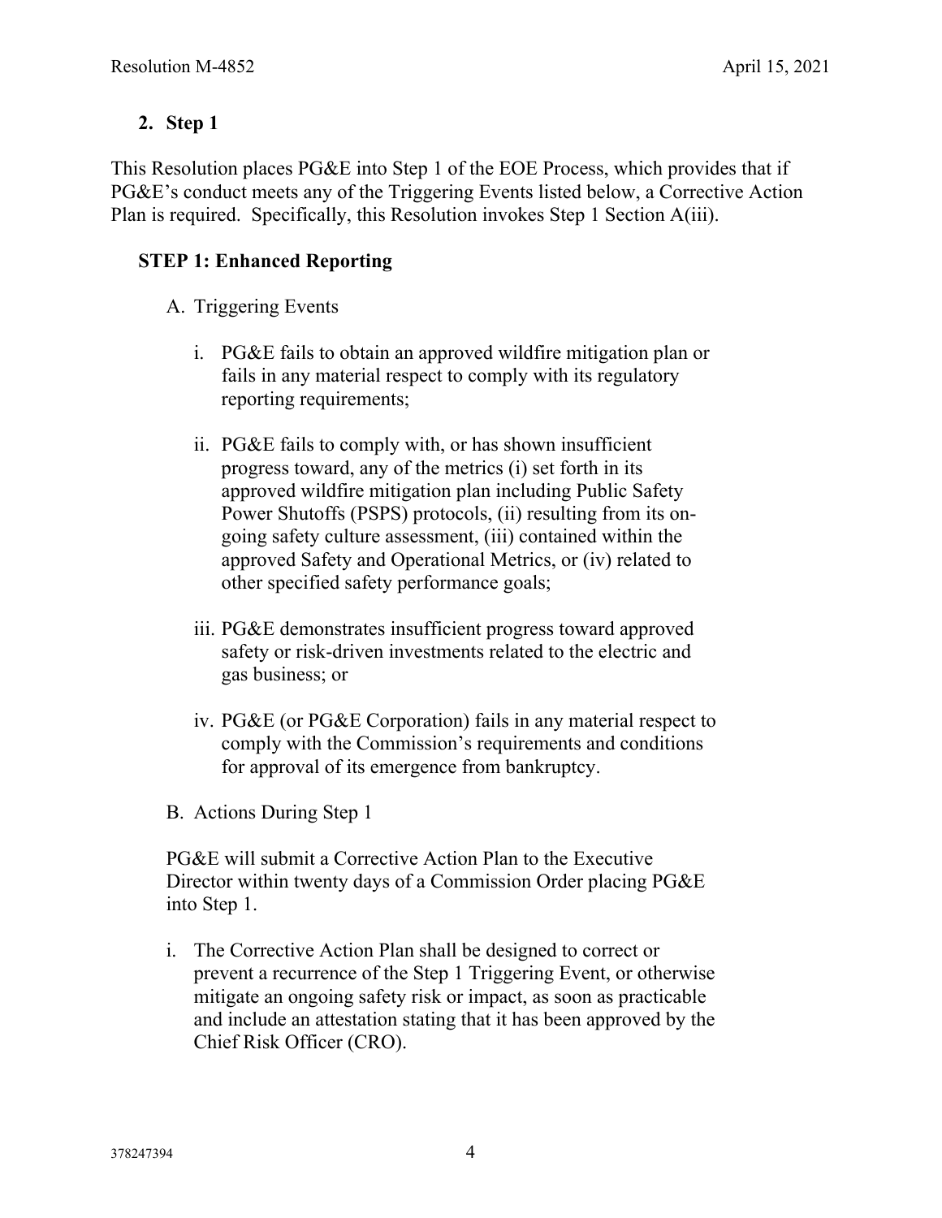## 2. Step 1

This Resolution places PG&E into Step 1 of the EOE Process, which provides that if PG&E's conduct meets any of the Triggering Events listed below, a Corrective Action Plan is required. Specifically, this Resolution invokes Step 1 Section A(iii).

### STEP 1: Enhanced Reporting

A. Triggering Events

   i. PG&E fails to obtain an approved wildfire mitigation plan or fails in any material respect to comply with its regulatory reporting requirements;

   ii. PG&E fails to comply with, or has shown insufficient progress toward, any of the metrics (i) set forth in its approved wildfire mitigation plan including Public Safety Power Shutoffs (PSPS) protocols, (ii) resulting from its on-going safety culture assessment, (iii) contained within the approved Safety and Operational Metrics, or (iv) related to other specified safety performance goals;

   iii. PG&E demonstrates insufficient progress toward approved safety or risk-driven investments related to the electric and gas business; or

   iv. PG&E (or PG&E Corporation) fails in any material respect to comply with the Commission's requirements and conditions for approval of its emergence from bankruptcy.

B. Actions During Step 1

PG&E will submit a Corrective Action Plan to the Executive Director within twenty days of a Commission Order placing PG&E into Step 1.

i. The Corrective Action Plan shall be designed to correct or prevent a recurrence of the Step 1 Triggering Event, or otherwise mitigate an ongoing safety risk or impact, as soon as practicable and include an attestation stating that it has been approved by the Chief Risk Officer (CRO).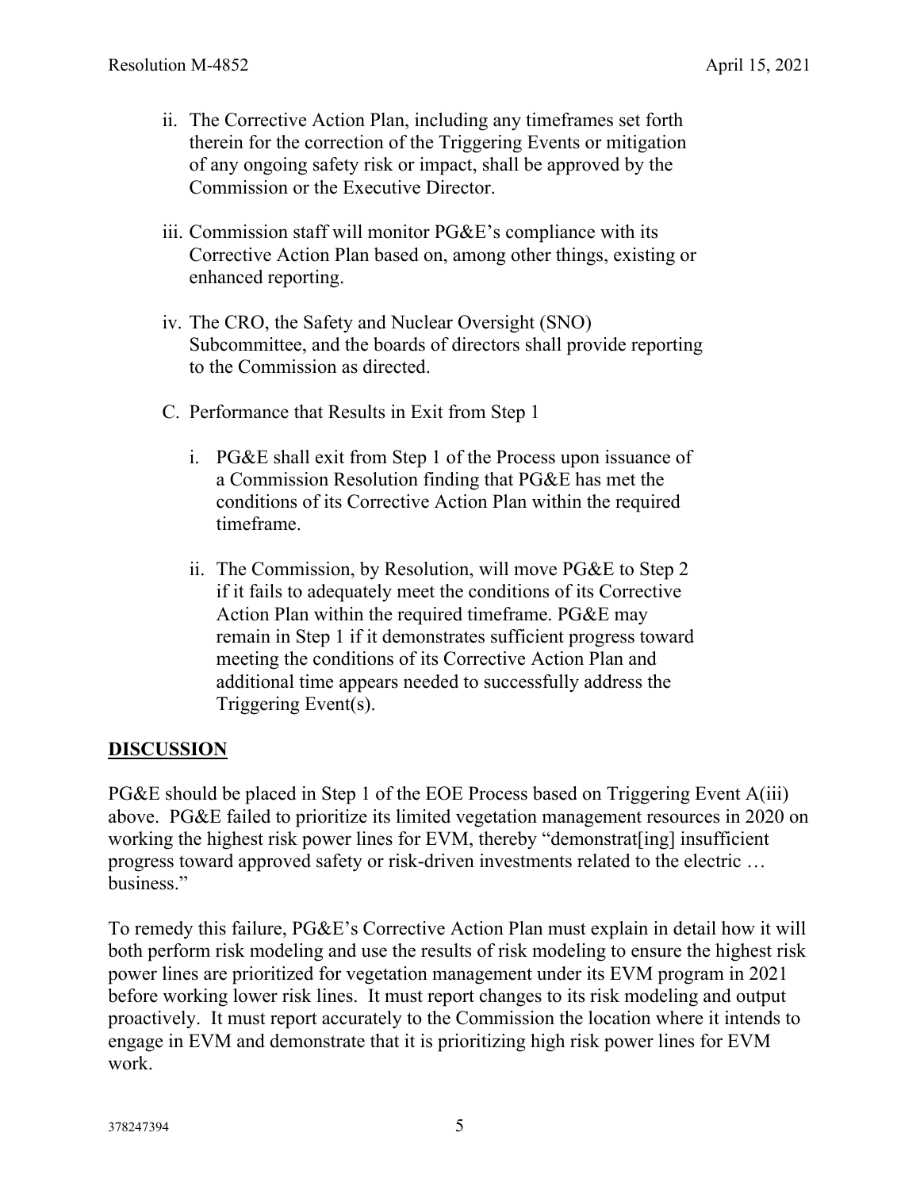ii. The Corrective Action Plan, including any timeframes set forth therein for the correction of the Triggering Events or mitigation of any ongoing safety risk or impact, shall be approved by the Commission or the Executive Director.

iii. Commission staff will monitor PG&E's compliance with its Corrective Action Plan based on, among other things, existing or enhanced reporting.

iv. The CRO, the Safety and Nuclear Oversight (SNO) Subcommittee, and the boards of directors shall provide reporting to the Commission as directed.

C. Performance that Results in Exit from Step 1

i. PG&E shall exit from Step 1 of the Process upon issuance of a Commission Resolution finding that PG&E has met the conditions of its Corrective Action Plan within the required timeframe.

ii. The Commission, by Resolution, will move PG&E to Step 2 if it fails to adequately meet the conditions of its Corrective Action Plan within the required timeframe. PG&E may remain in Step 1 if it demonstrates sufficient progress toward meeting the conditions of its Corrective Action Plan and additional time appears needed to successfully address the Triggering Event(s).

## DISCUSSION

PG&E should be placed in Step 1 of the EOE Process based on Triggering Event A(iii) above. PG&E failed to prioritize its limited vegetation management resources in 2020 on working the highest risk power lines for EVM, thereby "demonstrat[ing] insufficient progress toward approved safety or risk-driven investments related to the electric … business."

To remedy this failure, PG&E's Corrective Action Plan must explain in detail how it will both perform risk modeling and use the results of risk modeling to ensure the highest risk power lines are prioritized for vegetation management under its EVM program in 2021 before working lower risk lines. It must report changes to its risk modeling and output proactively. It must report accurately to the Commission the location where it intends to engage in EVM and demonstrate that it is prioritizing high risk power lines for EVM work.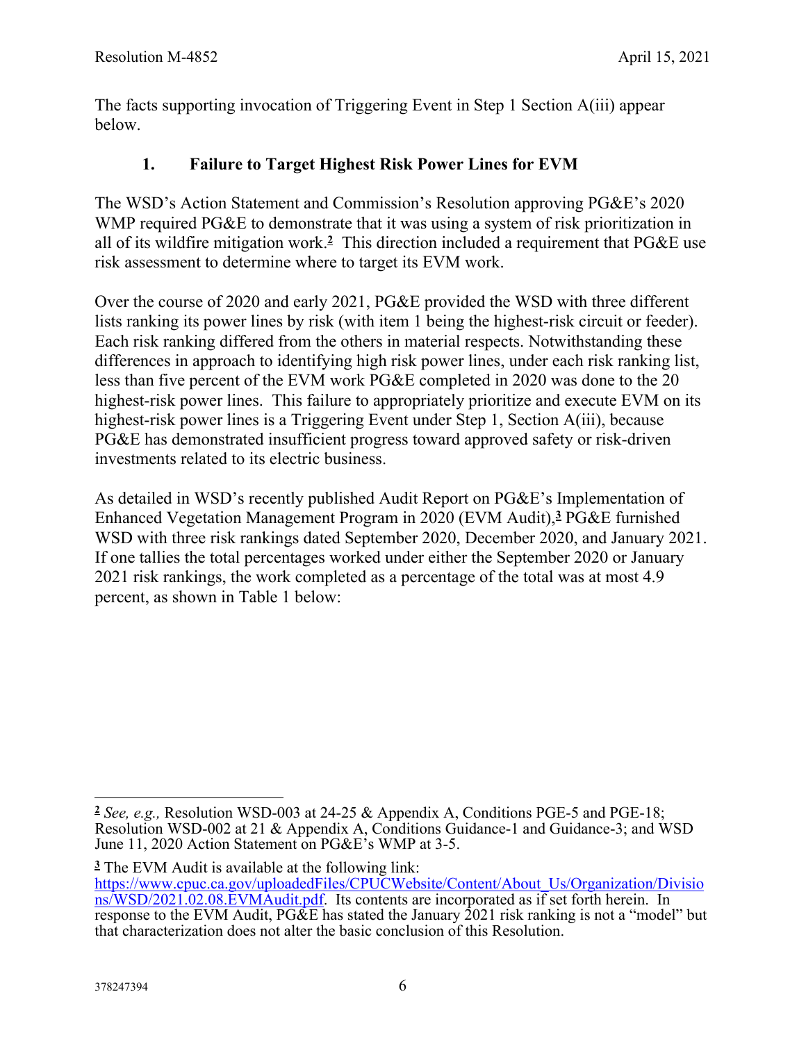The facts supporting invocation of Triggering Event in Step 1 Section A(iii) appear below.

### 1. Failure to Target Highest Risk Power Lines for EVM

The WSD's Action Statement and Commission's Resolution approving PG&E's 2020 WMP required PG&E to demonstrate that it was using a system of risk prioritization in all of its wildfire mitigation work.[2] This direction included a requirement that PG&E use risk assessment to determine where to target its EVM work.

Over the course of 2020 and early 2021, PG&E provided the WSD with three different lists ranking its power lines by risk (with item 1 being the highest-risk circuit or feeder). Each risk ranking differed from the others in material respects. Notwithstanding these differences in approach to identifying high risk power lines, under each risk ranking list, less than five percent of the EVM work PG&E completed in 2020 was done to the 20 highest-risk power lines. This failure to appropriately prioritize and execute EVM on its highest-risk power lines is a Triggering Event under Step 1, Section A(iii), because PG&E has demonstrated insufficient progress toward approved safety or risk-driven investments related to its electric business.

As detailed in WSD's recently published Audit Report on PG&E's Implementation of Enhanced Vegetation Management Program in 2020 (EVM Audit),[3] PG&E furnished WSD with three risk rankings dated September 2020, December 2020, and January 2021. If one tallies the total percentages worked under either the September 2020 or January 2021 risk rankings, the work completed as a percentage of the total was at most 4.9 percent, as shown in Table 1 below:

---

[2] *See, e.g.,* Resolution WSD-003 at 24-25 & Appendix A, Conditions PGE-5 and PGE-18; Resolution WSD-002 at 21 & Appendix A, Conditions Guidance-1 and Guidance-3; and WSD June 11, 2020 Action Statement on PG&E's WMP at 3-5.

[3] The EVM Audit is available at the following link: https://www.cpuc.ca.gov/uploadedFiles/CPUCWebsite/Content/About_Us/Organization/Divisions/WSD/2021.02.08.EVMAudit.pdf. Its contents are incorporated as if set forth herein. In response to the EVM Audit, PG&E has stated the January 2021 risk ranking is not a "model" but that characterization does not alter the basic conclusion of this Resolution.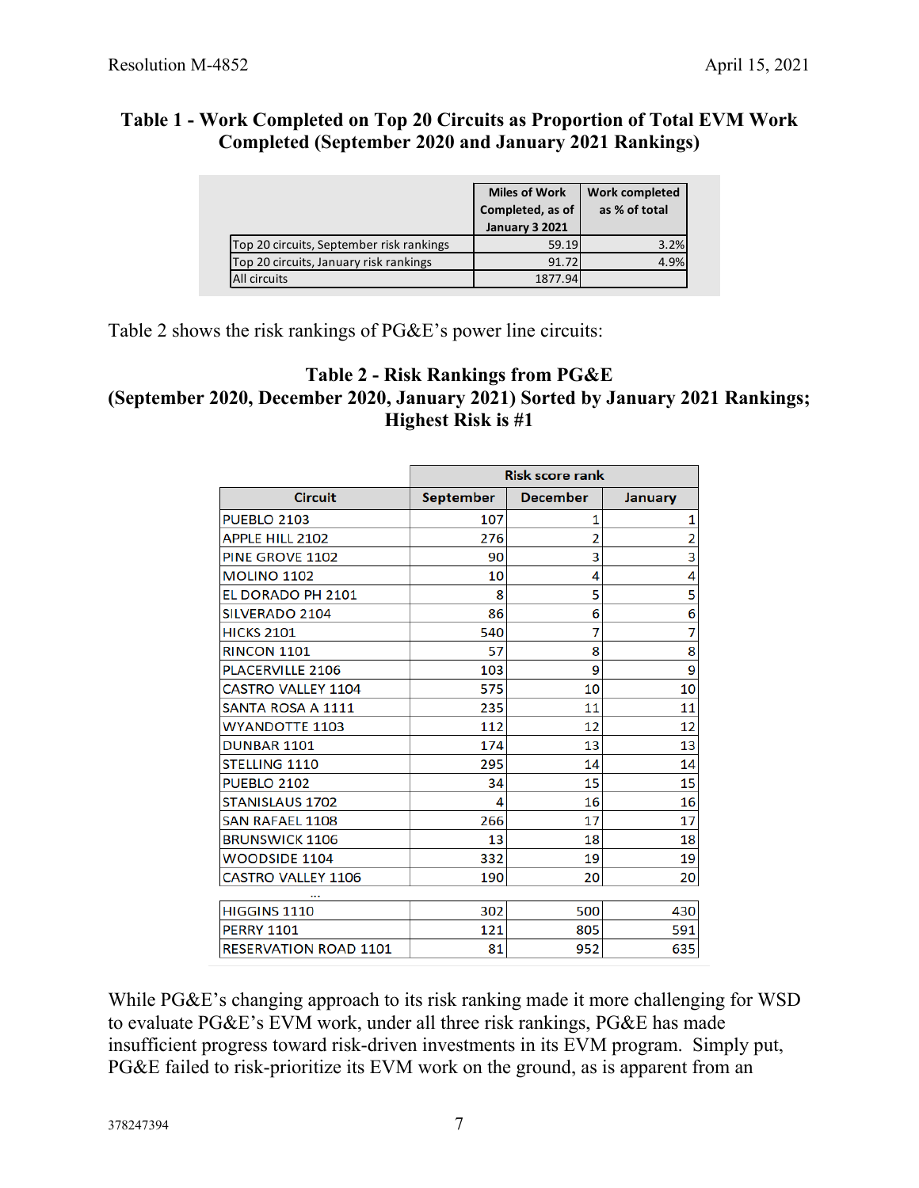**Table 1 - Work Completed on Top 20 Circuits as Proportion of Total EVM Work Completed (September 2020 and January 2021 Rankings)**

| | Miles of Work Completed, as of January 3 2021 | Work completed as % of total |
|---|---|---|
| Top 20 circuits, September risk rankings | 59.19 | 3.2% |
| Top 20 circuits, January risk rankings | 91.72 | 4.9% |
| All circuits | 1877.94 | |

Table 2 shows the risk rankings of PG&E's power line circuits:

**Table 2 - Risk Rankings from PG&E (September 2020, December 2020, January 2021) Sorted by January 2021 Rankings; Highest Risk is #1**

| | Risk score rank | | |
|---|---|---|---|
| Circuit | September | December | January |
| PUEBLO 2103 | 107 | 1 | 1 |
| APPLE HILL 2102 | 276 | 2 | 2 |
| PINE GROVE 1102 | 90 | 3 | 3 |
| MOLINO 1102 | 10 | 4 | 4 |
| EL DORADO PH 2101 | 8 | 5 | 5 |
| SILVERADO 2104 | 86 | 6 | 6 |
| HICKS 2101 | 540 | 7 | 7 |
| RINCON 1101 | 57 | 8 | 8 |
| PLACERVILLE 2106 | 103 | 9 | 9 |
| CASTRO VALLEY 1104 | 575 | 10 | 10 |
| SANTA ROSA A 1111 | 235 | 11 | 11 |
| WYANDOTTE 1103 | 112 | 12 | 12 |
| DUNBAR 1101 | 174 | 13 | 13 |
| STELLING 1110 | 295 | 14 | 14 |
| PUEBLO 2102 | 34 | 15 | 15 |
| STANISLAUS 1702 | 4 | 16 | 16 |
| SAN RAFAEL 1108 | 266 | 17 | 17 |
| BRUNSWICK 1106 | 13 | 18 | 18 |
| WOODSIDE 1104 | 332 | 19 | 19 |
| CASTRO VALLEY 1106 | 190 | 20 | 20 |
| ... | | | |
| HIGGINS 1110 | 302 | 500 | 430 |
| PERRY 1101 | 121 | 805 | 591 |
| RESERVATION ROAD 1101 | 81 | 952 | 635 |

While PG&E's changing approach to its risk ranking made it more challenging for WSD to evaluate PG&E's EVM work, under all three risk rankings, PG&E has made insufficient progress toward risk-driven investments in its EVM program. Simply put, PG&E failed to risk-prioritize its EVM work on the ground, as is apparent from an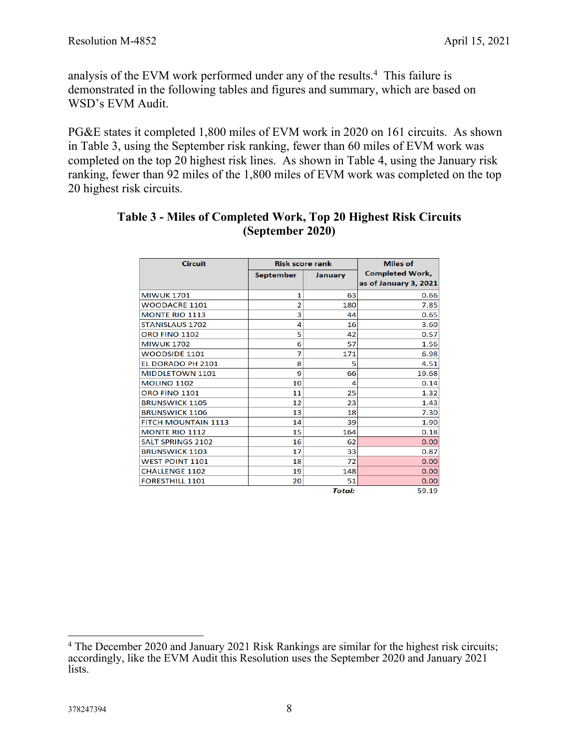analysis of the EVM work performed under any of the results.[4] This failure is demonstrated in the following tables and figures and summary, which are based on WSD's EVM Audit.

PG&E states it completed 1,800 miles of EVM work in 2020 on 161 circuits. As shown in Table 3, using the September risk ranking, fewer than 60 miles of EVM work was completed on the top 20 highest risk lines. As shown in Table 4, using the January risk ranking, fewer than 92 miles of the 1,800 miles of EVM work was completed on the top 20 highest risk circuits.

**Table 3 - Miles of Completed Work, Top 20 Highest Risk Circuits (September 2020)**

| Circuit | Risk score rank | | Miles of Completed Work, as of January 3, 2021 |
|---|---|---|---|
| | September | January | |
| MIWUK 1701 | 1 | 63 | 0.66 |
| WOODACRE 1101 | 2 | 180 | 7.85 |
| MONTE RIO 1113 | 3 | 44 | 0.65 |
| STANISLAUS 1702 | 4 | 16 | 3.60 |
| ORO FINO 1102 | 5 | 42 | 0.57 |
| MIWUK 1702 | 6 | 57 | 1.56 |
| WOODSIDE 1101 | 7 | 171 | 6.98 |
| EL DORADO PH 2101 | 8 | 5 | 4.51 |
| MIDDLETOWN 1101 | 9 | 66 | 19.68 |
| MOLINO 1102 | 10 | 4 | 0.14 |
| ORO FINO 1101 | 11 | 25 | 1.32 |
| BRUNSWICK 1105 | 12 | 23 | 1.43 |
| BRUNSWICK 1106 | 13 | 18 | 7.30 |
| FITCH MOUNTAIN 1113 | 14 | 39 | 1.90 |
| MONTE RIO 1112 | 15 | 164 | 0.18 |
| SALT SPRINGS 2102 | 16 | 62 | 0.00 |
| BRUNSWICK 1103 | 17 | 33 | 0.87 |
| WEST POINT 1101 | 18 | 72 | 0.00 |
| CHALLENGE 1102 | 19 | 148 | 0.00 |
| FORESTHILL 1101 | 20 | 51 | 0.00 |
| | | *Total:* | 59.19 |

[4] The December 2020 and January 2021 Risk Rankings are similar for the highest risk circuits; accordingly, like the EVM Audit this Resolution uses the September 2020 and January 2021 lists.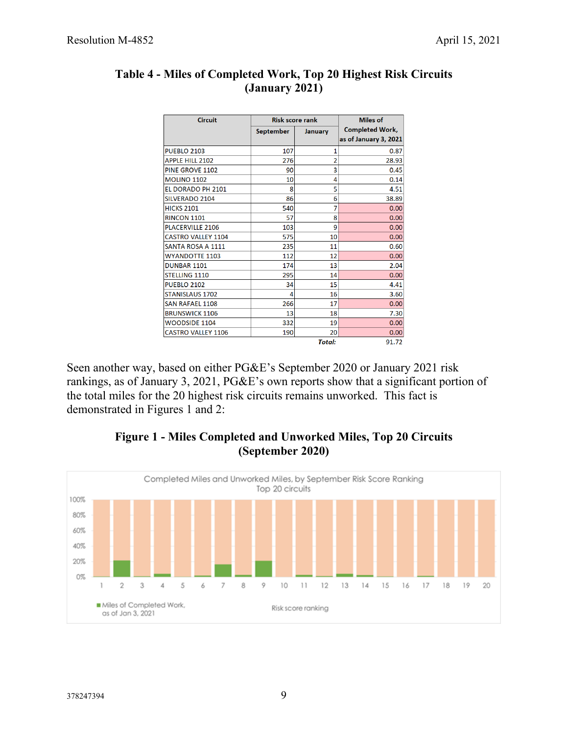**Table 4 - Miles of Completed Work, Top 20 Highest Risk Circuits (January 2021)**

| Circuit | Risk score rank | | Miles of Completed Work, as of January 3, 2021 |
|---|---|---|---|
| | September | January | |
| PUEBLO 2103 | 107 | 1 | 0.87 |
| APPLE HILL 2102 | 276 | 2 | 28.93 |
| PINE GROVE 1102 | 90 | 3 | 0.45 |
| MOLINO 1102 | 10 | 4 | 0.14 |
| EL DORADO PH 2101 | 8 | 5 | 4.51 |
| SILVERADO 2104 | 86 | 6 | 38.89 |
| HICKS 2101 | 540 | 7 | 0.00 |
| RINCON 1101 | 57 | 8 | 0.00 |
| PLACERVILLE 2106 | 103 | 9 | 0.00 |
| CASTRO VALLEY 1104 | 575 | 10 | 0.00 |
| SANTA ROSA A 1111 | 235 | 11 | 0.60 |
| WYANDOTTE 1103 | 112 | 12 | 0.00 |
| DUNBAR 1101 | 174 | 13 | 2.04 |
| STELLING 1110 | 295 | 14 | 0.00 |
| PUEBLO 2102 | 34 | 15 | 4.41 |
| STANISLAUS 1702 | 4 | 16 | 3.60 |
| SAN RAFAEL 1108 | 266 | 17 | 0.00 |
| BRUNSWICK 1106 | 13 | 18 | 7.30 |
| WOODSIDE 1104 | 332 | 19 | 0.00 |
| CASTRO VALLEY 1106 | 190 | 20 | 0.00 |
| | | *Total:* | 91.72 |

Seen another way, based on either PG&E's September 2020 or January 2021 risk rankings, as of January 3, 2021, PG&E's own reports show that a significant portion of the total miles for the 20 highest risk circuits remains unworked. This fact is demonstrated in Figures 1 and 2:

**Figure 1 - Miles Completed and Unworked Miles, Top 20 Circuits (September 2020)**

Completed Miles and Unworked Miles, by September Risk Score Ranking
Top 20 circuits

100%
80%
60%
40%
20%
0%

1 2 3 4 5 6 7 8 9 10 11 12 13 14 15 16 17 18 19 20

Miles of Completed Work, as of Jan 3, 2021

Risk score ranking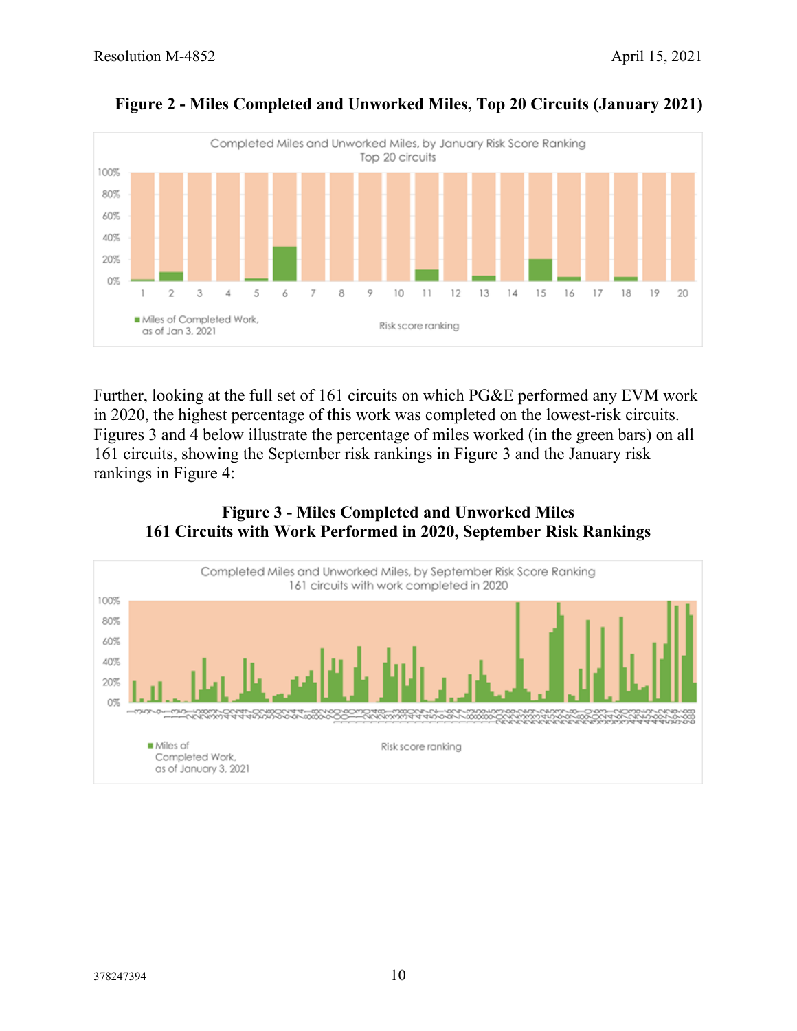**Figure 2 - Miles Completed and Unworked Miles, Top 20 Circuits (January 2021)**

Completed Miles and Unworked Miles, by January Risk Score Ranking
Top 20 circuits

100%
80%
60%
40%
20%
0%

1 2 3 4 5 6 7 8 9 10 11 12 13 14 15 16 17 18 19 20

Miles of Completed Work, as of Jan 3, 2021

Risk score ranking

Further, looking at the full set of 161 circuits on which PG&E performed any EVM work in 2020, the highest percentage of this work was completed on the lowest-risk circuits. Figures 3 and 4 below illustrate the percentage of miles worked (in the green bars) on all 161 circuits, showing the September risk rankings in Figure 3 and the January risk rankings in Figure 4:

**Figure 3 - Miles Completed and Unworked Miles**
**161 Circuits with Work Performed in 2020, September Risk Rankings**

Completed Miles and Unworked Miles, by September Risk Score Ranking
161 circuits with work completed in 2020

100%
80%
60%
40%
20%
0%

Miles of Completed Work, as of January 3, 2021

Risk score ranking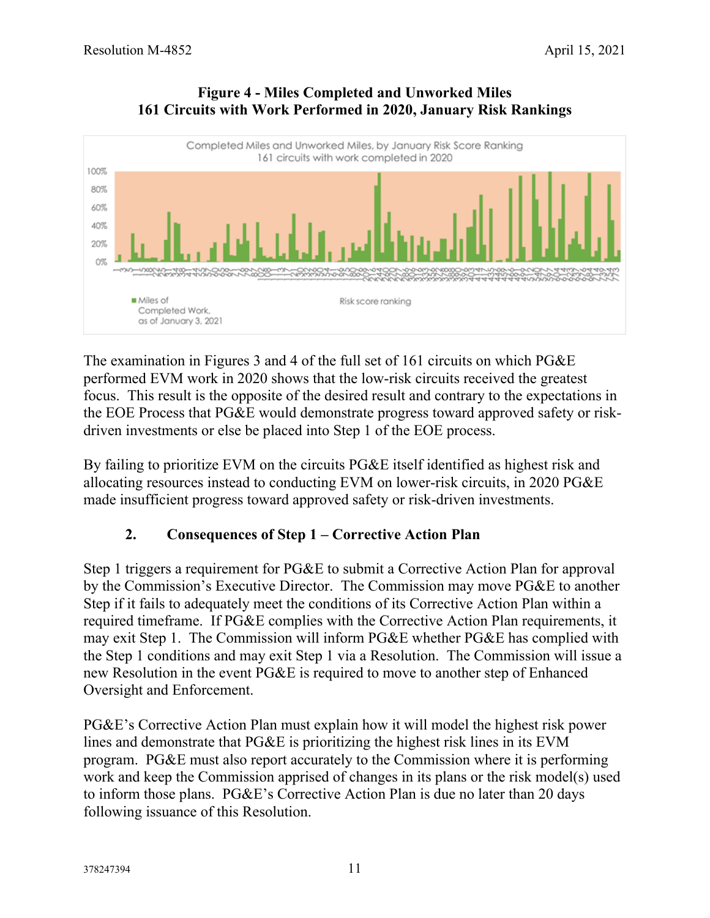**Figure 4 - Miles Completed and Unworked Miles**
**161 Circuits with Work Performed in 2020, January Risk Rankings**

Completed Miles and Unworked Miles, by January Risk Score Ranking
161 circuits with work completed in 2020

100%
80%
60%
40%
20%
0%

Miles of Completed Work, as of January 3, 2021

Risk score ranking

The examination in Figures 3 and 4 of the full set of 161 circuits on which PG&E performed EVM work in 2020 shows that the low-risk circuits received the greatest focus. This result is the opposite of the desired result and contrary to the expectations in the EOE Process that PG&E would demonstrate progress toward approved safety or risk-driven investments or else be placed into Step 1 of the EOE process.

By failing to prioritize EVM on the circuits PG&E itself identified as highest risk and allocating resources instead to conducting EVM on lower-risk circuits, in 2020 PG&E made insufficient progress toward approved safety or risk-driven investments.

### 2. Consequences of Step 1 – Corrective Action Plan

Step 1 triggers a requirement for PG&E to submit a Corrective Action Plan for approval by the Commission's Executive Director. The Commission may move PG&E to another Step if it fails to adequately meet the conditions of its Corrective Action Plan within a required timeframe. If PG&E complies with the Corrective Action Plan requirements, it may exit Step 1. The Commission will inform PG&E whether PG&E has complied with the Step 1 conditions and may exit Step 1 via a Resolution. The Commission will issue a new Resolution in the event PG&E is required to move to another step of Enhanced Oversight and Enforcement.

PG&E's Corrective Action Plan must explain how it will model the highest risk power lines and demonstrate that PG&E is prioritizing the highest risk lines in its EVM program. PG&E must also report accurately to the Commission where it is performing work and keep the Commission apprised of changes in its plans or the risk model(s) used to inform those plans. PG&E's Corrective Action Plan is due no later than 20 days following issuance of this Resolution.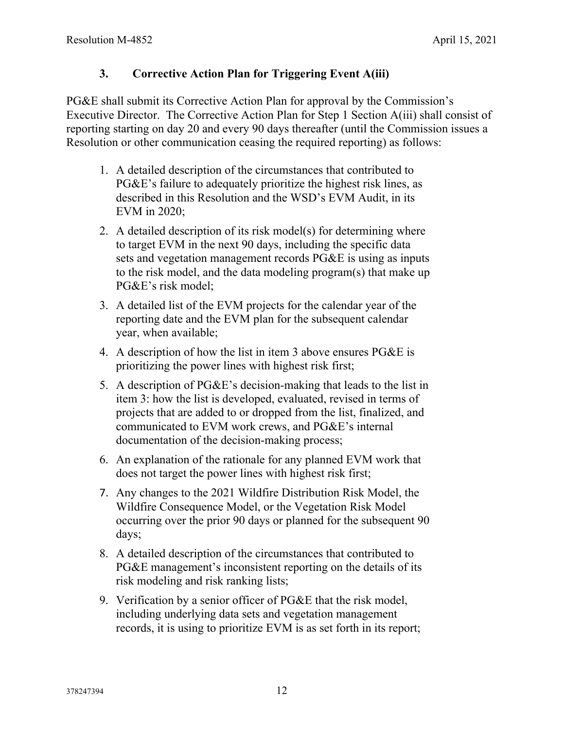### 3. Corrective Action Plan for Triggering Event A(iii)

PG&E shall submit its Corrective Action Plan for approval by the Commission's Executive Director. The Corrective Action Plan for Step 1 Section A(iii) shall consist of reporting starting on day 20 and every 90 days thereafter (until the Commission issues a Resolution or other communication ceasing the required reporting) as follows:

1. A detailed description of the circumstances that contributed to PG&E's failure to adequately prioritize the highest risk lines, as described in this Resolution and the WSD's EVM Audit, in its EVM in 2020;
2. A detailed description of its risk model(s) for determining where to target EVM in the next 90 days, including the specific data sets and vegetation management records PG&E is using as inputs to the risk model, and the data modeling program(s) that make up PG&E's risk model;
3. A detailed list of the EVM projects for the calendar year of the reporting date and the EVM plan for the subsequent calendar year, when available;
4. A description of how the list in item 3 above ensures PG&E is prioritizing the power lines with highest risk first;
5. A description of PG&E's decision-making that leads to the list in item 3: how the list is developed, evaluated, revised in terms of projects that are added to or dropped from the list, finalized, and communicated to EVM work crews, and PG&E's internal documentation of the decision-making process;
6. An explanation of the rationale for any planned EVM work that does not target the power lines with highest risk first;
7. Any changes to the 2021 Wildfire Distribution Risk Model, the Wildfire Consequence Model, or the Vegetation Risk Model occurring over the prior 90 days or planned for the subsequent 90 days;
8. A detailed description of the circumstances that contributed to PG&E management's inconsistent reporting on the details of its risk modeling and risk ranking lists;
9. Verification by a senior officer of PG&E that the risk model, including underlying data sets and vegetation management records, it is using to prioritize EVM is as set forth in its report;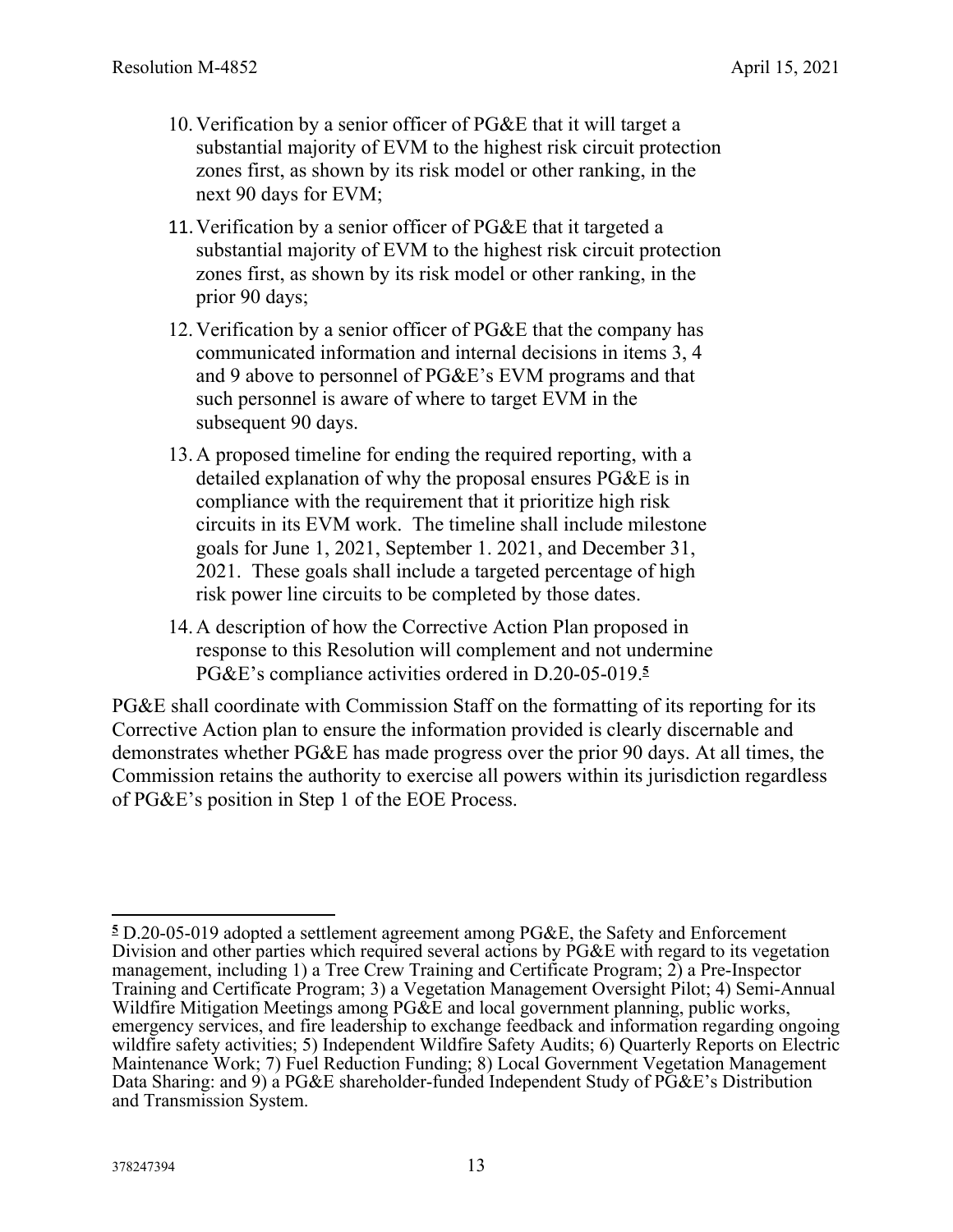10. Verification by a senior officer of PG&E that it will target a substantial majority of EVM to the highest risk circuit protection zones first, as shown by its risk model or other ranking, in the next 90 days for EVM;
11. Verification by a senior officer of PG&E that it targeted a substantial majority of EVM to the highest risk circuit protection zones first, as shown by its risk model or other ranking, in the prior 90 days;
12. Verification by a senior officer of PG&E that the company has communicated information and internal decisions in items 3, 4 and 9 above to personnel of PG&E's EVM programs and that such personnel is aware of where to target EVM in the subsequent 90 days.
13. A proposed timeline for ending the required reporting, with a detailed explanation of why the proposal ensures PG&E is in compliance with the requirement that it prioritize high risk circuits in its EVM work. The timeline shall include milestone goals for June 1, 2021, September 1. 2021, and December 31, 2021. These goals shall include a targeted percentage of high risk power line circuits to be completed by those dates.
14. A description of how the Corrective Action Plan proposed in response to this Resolution will complement and not undermine PG&E's compliance activities ordered in D.20-05-019.[5]

PG&E shall coordinate with Commission Staff on the formatting of its reporting for its Corrective Action plan to ensure the information provided is clearly discernable and demonstrates whether PG&E has made progress over the prior 90 days. At all times, the Commission retains the authority to exercise all powers within its jurisdiction regardless of PG&E's position in Step 1 of the EOE Process.

[5] D.20-05-019 adopted a settlement agreement among PG&E, the Safety and Enforcement Division and other parties which required several actions by PG&E with regard to its vegetation management, including 1) a Tree Crew Training and Certificate Program; 2) a Pre-Inspector Training and Certificate Program; 3) a Vegetation Management Oversight Pilot; 4) Semi-Annual Wildfire Mitigation Meetings among PG&E and local government planning, public works, emergency services, and fire leadership to exchange feedback and information regarding ongoing wildfire safety activities; 5) Independent Wildfire Safety Audits; 6) Quarterly Reports on Electric Maintenance Work; 7) Fuel Reduction Funding; 8) Local Government Vegetation Management Data Sharing: and 9) a PG&E shareholder-funded Independent Study of PG&E's Distribution and Transmission System.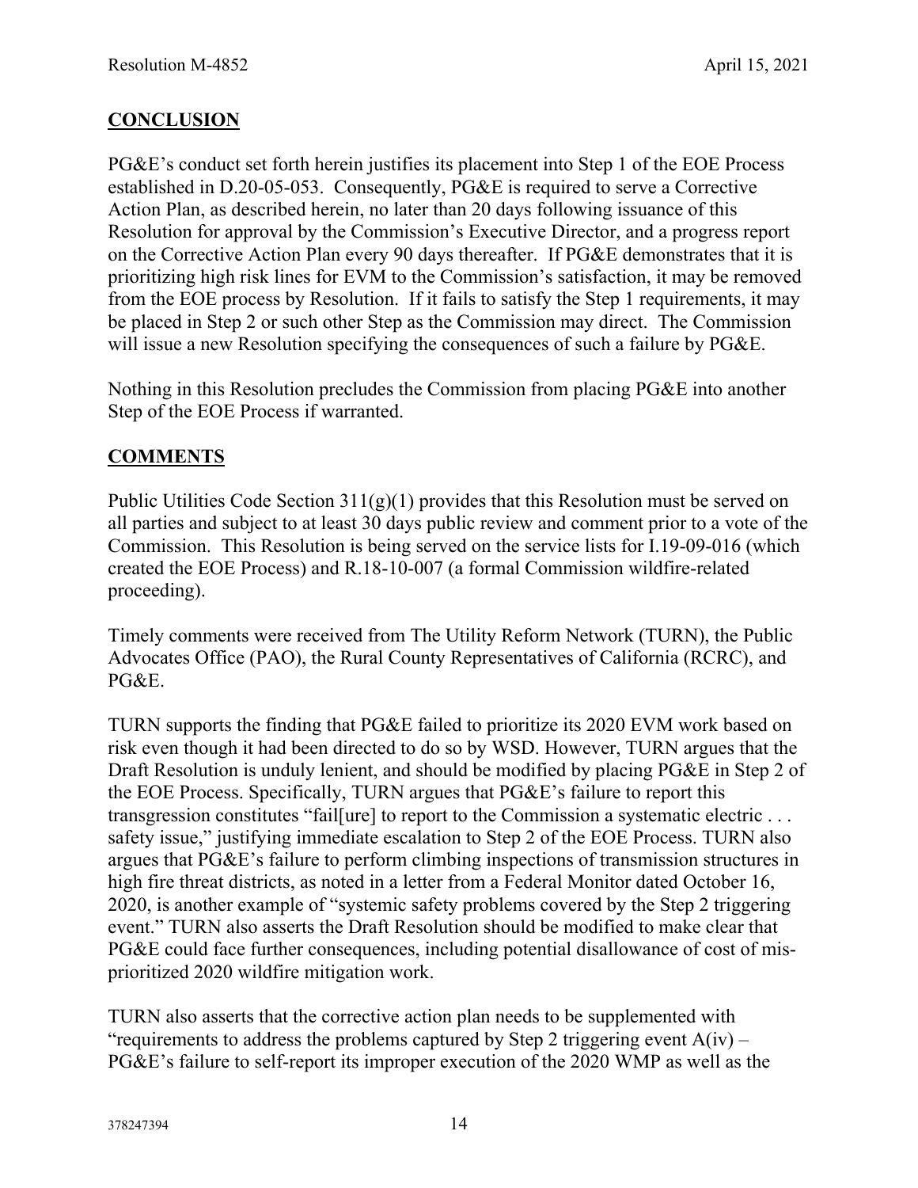## CONCLUSION

PG&E's conduct set forth herein justifies its placement into Step 1 of the EOE Process established in D.20-05-053. Consequently, PG&E is required to serve a Corrective Action Plan, as described herein, no later than 20 days following issuance of this Resolution for approval by the Commission's Executive Director, and a progress report on the Corrective Action Plan every 90 days thereafter. If PG&E demonstrates that it is prioritizing high risk lines for EVM to the Commission's satisfaction, it may be removed from the EOE process by Resolution. If it fails to satisfy the Step 1 requirements, it may be placed in Step 2 or such other Step as the Commission may direct. The Commission will issue a new Resolution specifying the consequences of such a failure by PG&E.

Nothing in this Resolution precludes the Commission from placing PG&E into another Step of the EOE Process if warranted.

## COMMENTS

Public Utilities Code Section 311(g)(1) provides that this Resolution must be served on all parties and subject to at least 30 days public review and comment prior to a vote of the Commission. This Resolution is being served on the service lists for I.19-09-016 (which created the EOE Process) and R.18-10-007 (a formal Commission wildfire-related proceeding).

Timely comments were received from The Utility Reform Network (TURN), the Public Advocates Office (PAO), the Rural County Representatives of California (RCRC), and PG&E.

TURN supports the finding that PG&E failed to prioritize its 2020 EVM work based on risk even though it had been directed to do so by WSD. However, TURN argues that the Draft Resolution is unduly lenient, and should be modified by placing PG&E in Step 2 of the EOE Process. Specifically, TURN argues that PG&E's failure to report this transgression constitutes "fail[ure] to report to the Commission a systematic electric . . . safety issue," justifying immediate escalation to Step 2 of the EOE Process. TURN also argues that PG&E's failure to perform climbing inspections of transmission structures in high fire threat districts, as noted in a letter from a Federal Monitor dated October 16, 2020, is another example of "systemic safety problems covered by the Step 2 triggering event." TURN also asserts the Draft Resolution should be modified to make clear that PG&E could face further consequences, including potential disallowance of cost of mis-prioritized 2020 wildfire mitigation work.

TURN also asserts that the corrective action plan needs to be supplemented with "requirements to address the problems captured by Step 2 triggering event A(iv) – PG&E's failure to self-report its improper execution of the 2020 WMP as well as the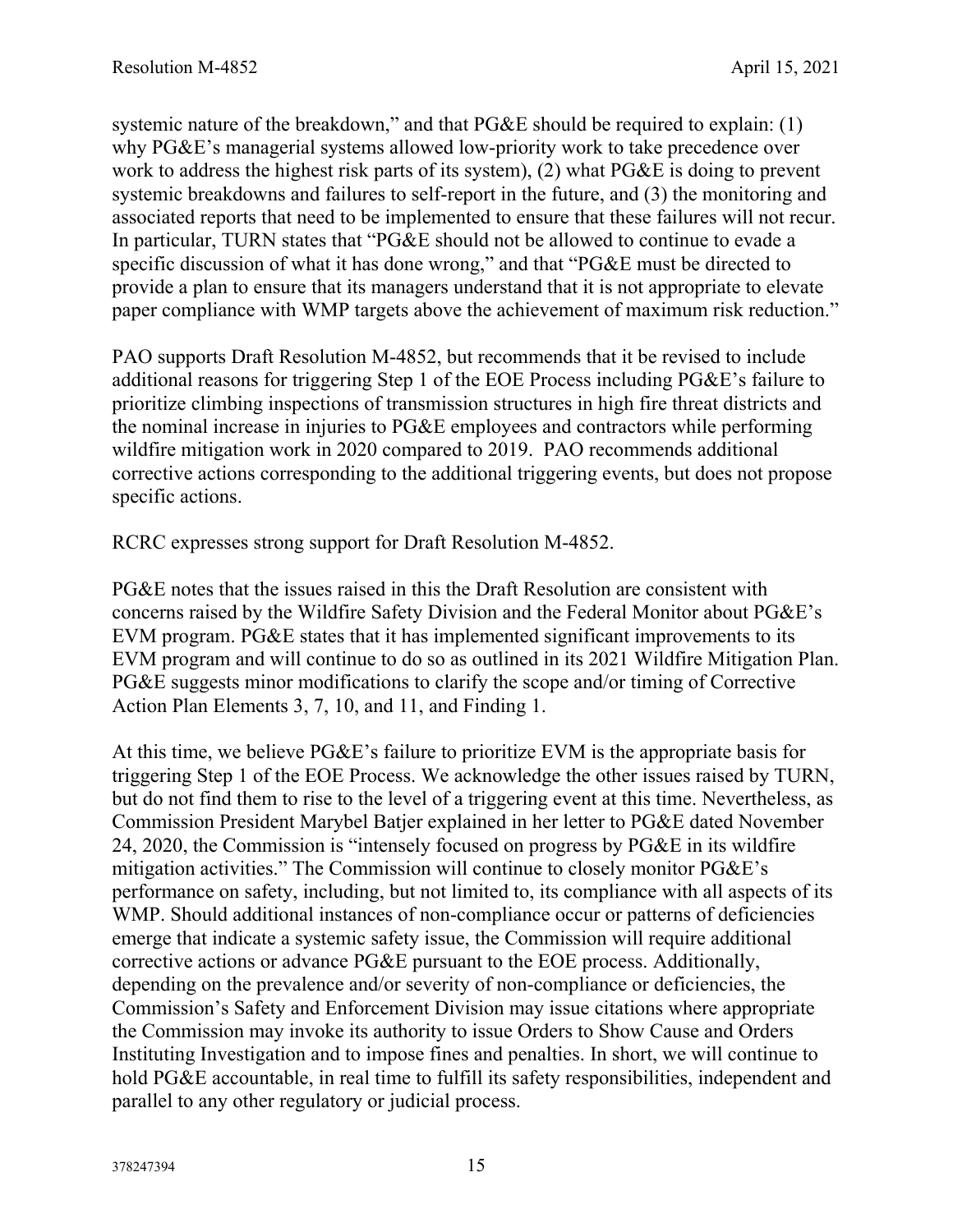systemic nature of the breakdown," and that PG&E should be required to explain: (1) why PG&E's managerial systems allowed low-priority work to take precedence over work to address the highest risk parts of its system), (2) what PG&E is doing to prevent systemic breakdowns and failures to self-report in the future, and (3) the monitoring and associated reports that need to be implemented to ensure that these failures will not recur. In particular, TURN states that "PG&E should not be allowed to continue to evade a specific discussion of what it has done wrong," and that "PG&E must be directed to provide a plan to ensure that its managers understand that it is not appropriate to elevate paper compliance with WMP targets above the achievement of maximum risk reduction."

PAO supports Draft Resolution M-4852, but recommends that it be revised to include additional reasons for triggering Step 1 of the EOE Process including PG&E's failure to prioritize climbing inspections of transmission structures in high fire threat districts and the nominal increase in injuries to PG&E employees and contractors while performing wildfire mitigation work in 2020 compared to 2019. PAO recommends additional corrective actions corresponding to the additional triggering events, but does not propose specific actions.

RCRC expresses strong support for Draft Resolution M-4852.

PG&E notes that the issues raised in this the Draft Resolution are consistent with concerns raised by the Wildfire Safety Division and the Federal Monitor about PG&E's EVM program. PG&E states that it has implemented significant improvements to its EVM program and will continue to do so as outlined in its 2021 Wildfire Mitigation Plan. PG&E suggests minor modifications to clarify the scope and/or timing of Corrective Action Plan Elements 3, 7, 10, and 11, and Finding 1.

At this time, we believe PG&E's failure to prioritize EVM is the appropriate basis for triggering Step 1 of the EOE Process. We acknowledge the other issues raised by TURN, but do not find them to rise to the level of a triggering event at this time. Nevertheless, as Commission President Marybel Batjer explained in her letter to PG&E dated November 24, 2020, the Commission is "intensely focused on progress by PG&E in its wildfire mitigation activities." The Commission will continue to closely monitor PG&E's performance on safety, including, but not limited to, its compliance with all aspects of its WMP. Should additional instances of non-compliance occur or patterns of deficiencies emerge that indicate a systemic safety issue, the Commission will require additional corrective actions or advance PG&E pursuant to the EOE process. Additionally, depending on the prevalence and/or severity of non-compliance or deficiencies, the Commission's Safety and Enforcement Division may issue citations where appropriate the Commission may invoke its authority to issue Orders to Show Cause and Orders Instituting Investigation and to impose fines and penalties. In short, we will continue to hold PG&E accountable, in real time to fulfill its safety responsibilities, independent and parallel to any other regulatory or judicial process.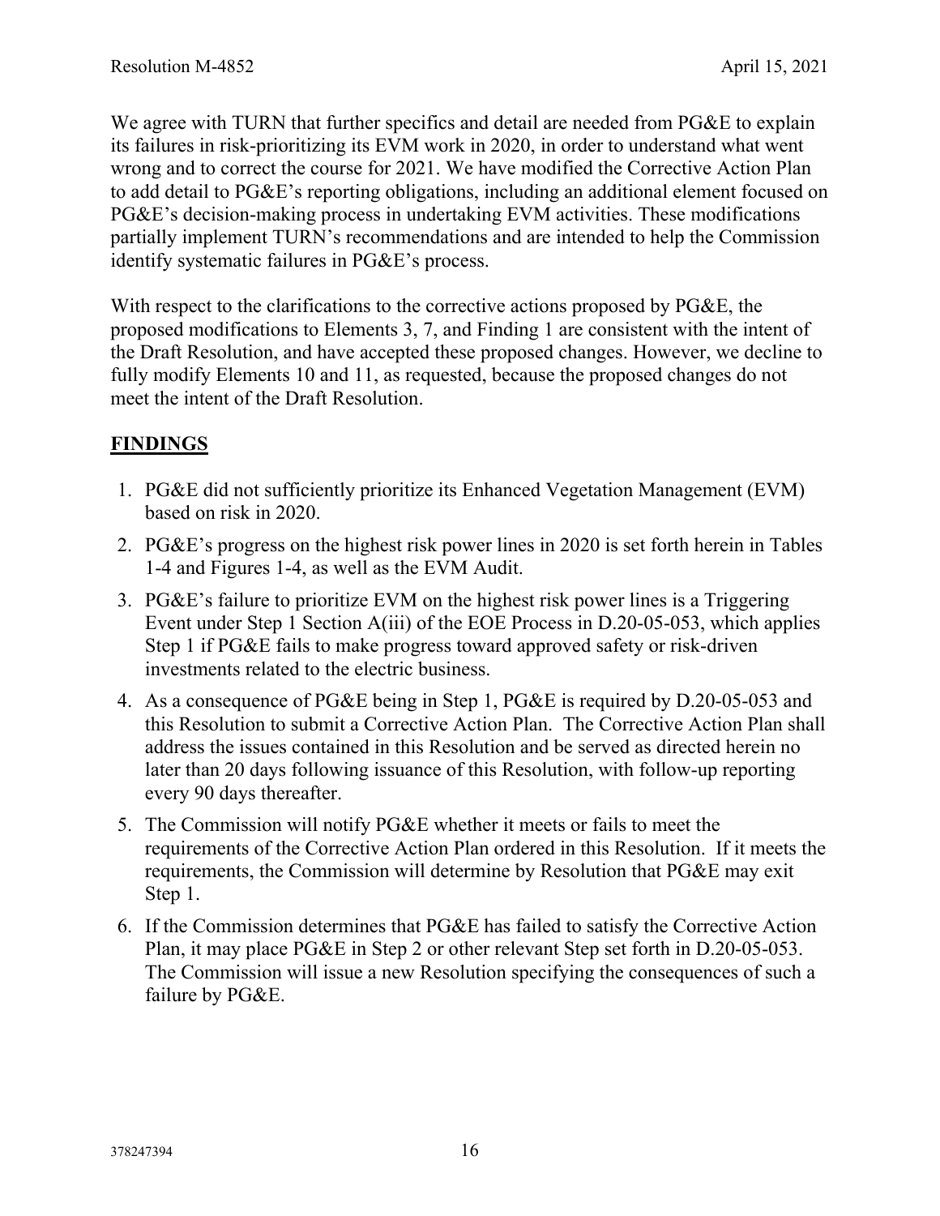We agree with TURN that further specifics and detail are needed from PG&E to explain its failures in risk-prioritizing its EVM work in 2020, in order to understand what went wrong and to correct the course for 2021. We have modified the Corrective Action Plan to add detail to PG&E's reporting obligations, including an additional element focused on PG&E's decision-making process in undertaking EVM activities. These modifications partially implement TURN's recommendations and are intended to help the Commission identify systematic failures in PG&E's process.

With respect to the clarifications to the corrective actions proposed by PG&E, the proposed modifications to Elements 3, 7, and Finding 1 are consistent with the intent of the Draft Resolution, and have accepted these proposed changes. However, we decline to fully modify Elements 10 and 11, as requested, because the proposed changes do not meet the intent of the Draft Resolution.

## FINDINGS

1. PG&E did not sufficiently prioritize its Enhanced Vegetation Management (EVM) based on risk in 2020.
2. PG&E's progress on the highest risk power lines in 2020 is set forth herein in Tables 1-4 and Figures 1-4, as well as the EVM Audit.
3. PG&E's failure to prioritize EVM on the highest risk power lines is a Triggering Event under Step 1 Section A(iii) of the EOE Process in D.20-05-053, which applies Step 1 if PG&E fails to make progress toward approved safety or risk-driven investments related to the electric business.
4. As a consequence of PG&E being in Step 1, PG&E is required by D.20-05-053 and this Resolution to submit a Corrective Action Plan. The Corrective Action Plan shall address the issues contained in this Resolution and be served as directed herein no later than 20 days following issuance of this Resolution, with follow-up reporting every 90 days thereafter.
5. The Commission will notify PG&E whether it meets or fails to meet the requirements of the Corrective Action Plan ordered in this Resolution. If it meets the requirements, the Commission will determine by Resolution that PG&E may exit Step 1.
6. If the Commission determines that PG&E has failed to satisfy the Corrective Action Plan, it may place PG&E in Step 2 or other relevant Step set forth in D.20-05-053. The Commission will issue a new Resolution specifying the consequences of such a failure by PG&E.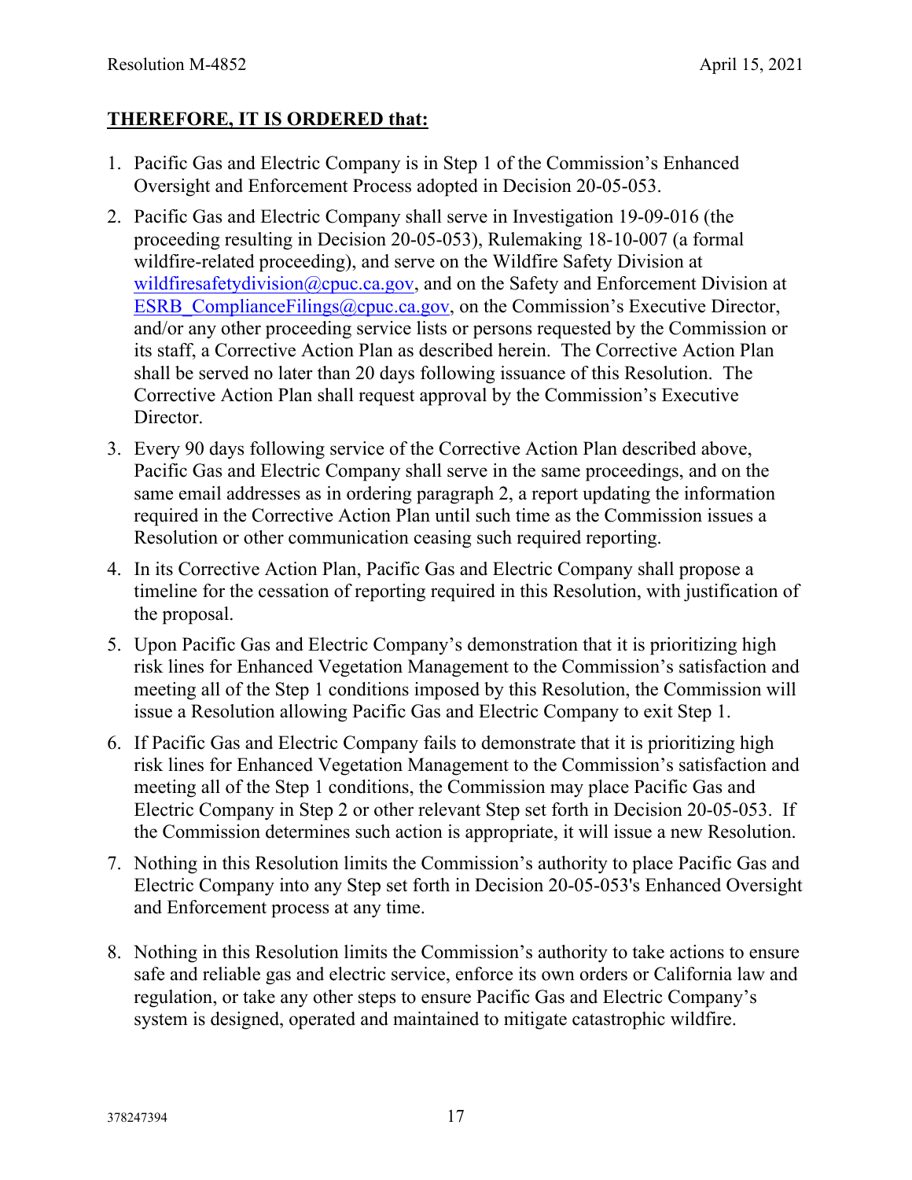**THEREFORE, IT IS ORDERED that:**

1. Pacific Gas and Electric Company is in Step 1 of the Commission's Enhanced Oversight and Enforcement Process adopted in Decision 20-05-053.
2. Pacific Gas and Electric Company shall serve in Investigation 19-09-016 (the proceeding resulting in Decision 20-05-053), Rulemaking 18-10-007 (a formal wildfire-related proceeding), and serve on the Wildfire Safety Division at wildfiresafetydivision@cpuc.ca.gov, and on the Safety and Enforcement Division at ESRB_ComplianceFilings@cpuc.ca.gov, on the Commission's Executive Director, and/or any other proceeding service lists or persons requested by the Commission or its staff, a Corrective Action Plan as described herein. The Corrective Action Plan shall be served no later than 20 days following issuance of this Resolution. The Corrective Action Plan shall request approval by the Commission's Executive Director.
3. Every 90 days following service of the Corrective Action Plan described above, Pacific Gas and Electric Company shall serve in the same proceedings, and on the same email addresses as in ordering paragraph 2, a report updating the information required in the Corrective Action Plan until such time as the Commission issues a Resolution or other communication ceasing such required reporting.
4. In its Corrective Action Plan, Pacific Gas and Electric Company shall propose a timeline for the cessation of reporting required in this Resolution, with justification of the proposal.
5. Upon Pacific Gas and Electric Company's demonstration that it is prioritizing high risk lines for Enhanced Vegetation Management to the Commission's satisfaction and meeting all of the Step 1 conditions imposed by this Resolution, the Commission will issue a Resolution allowing Pacific Gas and Electric Company to exit Step 1.
6. If Pacific Gas and Electric Company fails to demonstrate that it is prioritizing high risk lines for Enhanced Vegetation Management to the Commission's satisfaction and meeting all of the Step 1 conditions, the Commission may place Pacific Gas and Electric Company in Step 2 or other relevant Step set forth in Decision 20-05-053. If the Commission determines such action is appropriate, it will issue a new Resolution.
7. Nothing in this Resolution limits the Commission's authority to place Pacific Gas and Electric Company into any Step set forth in Decision 20-05-053's Enhanced Oversight and Enforcement process at any time.
8. Nothing in this Resolution limits the Commission's authority to take actions to ensure safe and reliable gas and electric service, enforce its own orders or California law and regulation, or take any other steps to ensure Pacific Gas and Electric Company's system is designed, operated and maintained to mitigate catastrophic wildfire.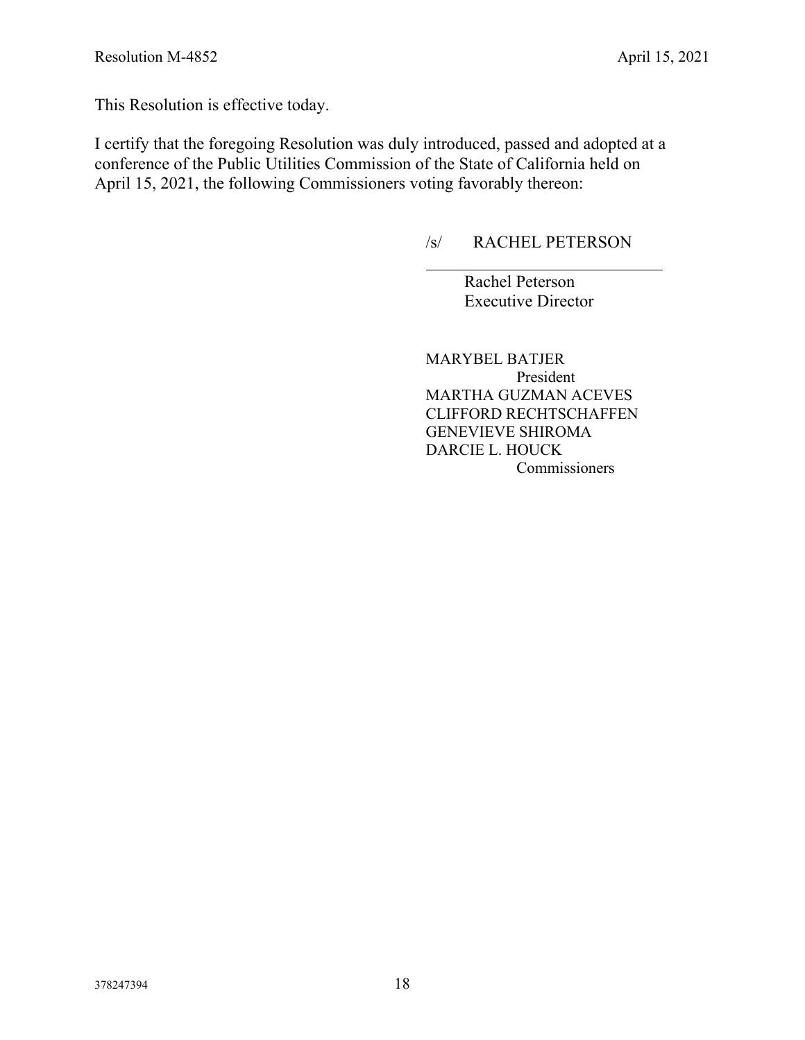This Resolution is effective today.

I certify that the foregoing Resolution was duly introduced, passed and adopted at a conference of the Public Utilities Commission of the State of California held on April 15, 2021, the following Commissioners voting favorably thereon:

/s/ RACHEL PETERSON

Rachel Peterson
Executive Director

MARYBEL BATJER
President
MARTHA GUZMAN ACEVES
CLIFFORD RECHTSCHAFFEN
GENEVIEVE SHIROMA
DARCIE L. HOUCK
Commissioners